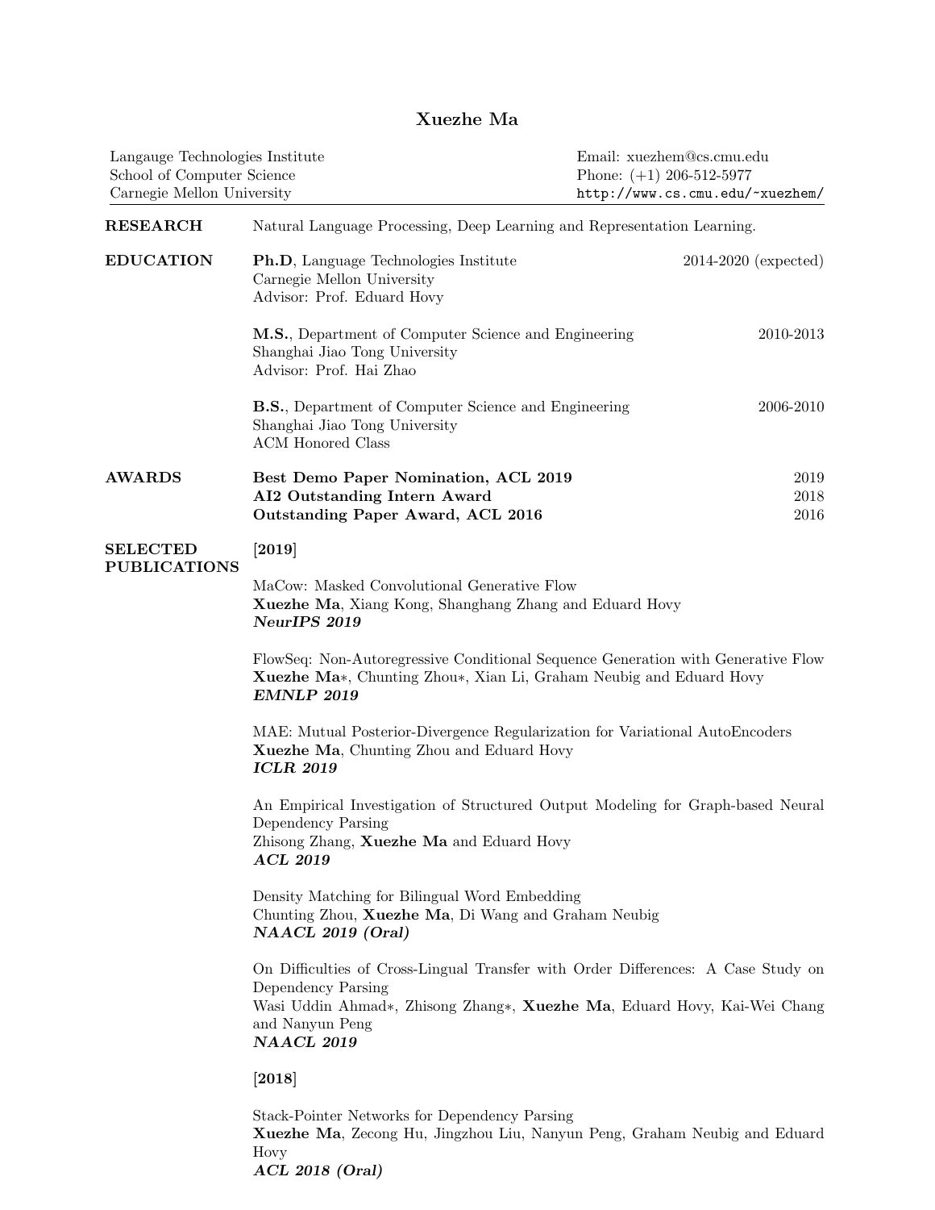# Xuezhe Ma

Langauge Technologies Institute
School of Computer Science
Carnegie Mellon University

Email: xuezhem@cs.cmu.edu
Phone: (+1) 206-512-5977
http://www.cs.cmu.edu/~xuezhem/

## RESEARCH

Natural Language Processing, Deep Learning and Representation Learning.

## EDUCATION

**Ph.D**, Language Technologies Institute — 2014-2020 (expected)
Carnegie Mellon University
Advisor: Prof. Eduard Hovy

**M.S.**, Department of Computer Science and Engineering — 2010-2013
Shanghai Jiao Tong University
Advisor: Prof. Hai Zhao

**B.S.**, Department of Computer Science and Engineering — 2006-2010
Shanghai Jiao Tong University
ACM Honored Class

## AWARDS

**Best Demo Paper Nomination, ACL 2019** — 2019
**AI2 Outstanding Intern Award** — 2018
**Outstanding Paper Award, ACL 2016** — 2016

## SELECTED PUBLICATIONS

**[2019]**

MaCow: Masked Convolutional Generative Flow
**Xuezhe Ma**, Xiang Kong, Shanghang Zhang and Eduard Hovy
***NeurIPS 2019***

FlowSeq: Non-Autoregressive Conditional Sequence Generation with Generative Flow
**Xuezhe Ma***, Chunting Zhou*, Xian Li, Graham Neubig and Eduard Hovy
***EMNLP 2019***

MAE: Mutual Posterior-Divergence Regularization for Variational AutoEncoders
**Xuezhe Ma**, Chunting Zhou and Eduard Hovy
***ICLR 2019***

An Empirical Investigation of Structured Output Modeling for Graph-based Neural Dependency Parsing
Zhisong Zhang, **Xuezhe Ma** and Eduard Hovy
***ACL 2019***

Density Matching for Bilingual Word Embedding
Chunting Zhou, **Xuezhe Ma**, Di Wang and Graham Neubig
***NAACL 2019 (Oral)***

On Difficulties of Cross-Lingual Transfer with Order Differences: A Case Study on Dependency Parsing
Wasi Uddin Ahmad*, Zhisong Zhang*, **Xuezhe Ma**, Eduard Hovy, Kai-Wei Chang and Nanyun Peng
***NAACL 2019***

**[2018]**

Stack-Pointer Networks for Dependency Parsing
**Xuezhe Ma**, Zecong Hu, Jingzhou Liu, Nanyun Peng, Graham Neubig and Eduard Hovy
***ACL 2018 (Oral)***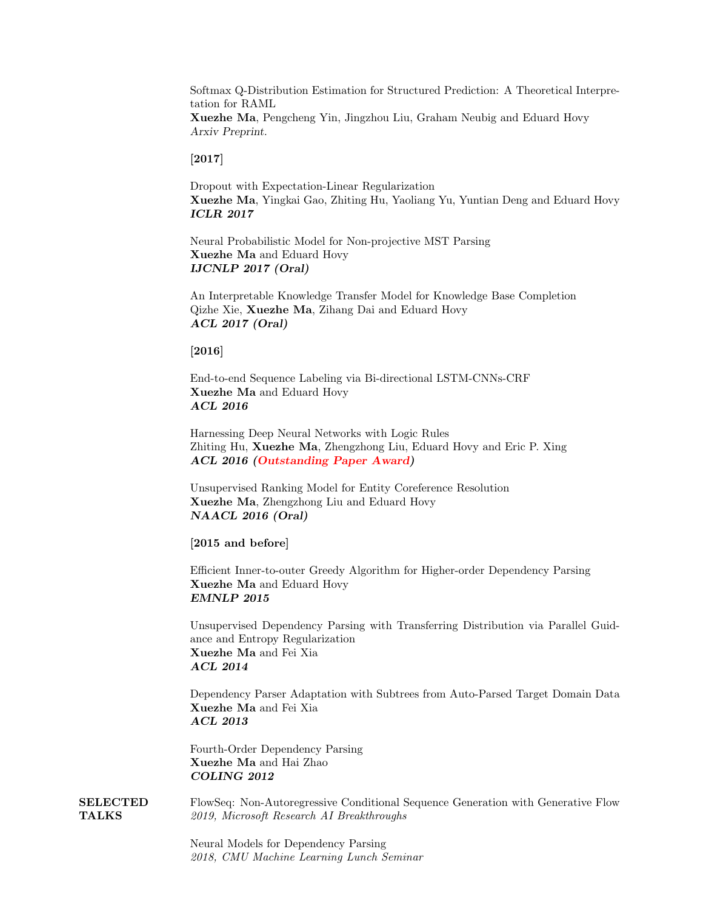Softmax Q-Distribution Estimation for Structured Prediction: A Theoretical Interpretation for RAML
**Xuezhe Ma**, Pengcheng Yin, Jingzhou Liu, Graham Neubig and Eduard Hovy
*Arxiv Preprint.*

**[2017]**

Dropout with Expectation-Linear Regularization
**Xuezhe Ma**, Yingkai Gao, Zhiting Hu, Yaoliang Yu, Yuntian Deng and Eduard Hovy
***ICLR 2017***

Neural Probabilistic Model for Non-projective MST Parsing
**Xuezhe Ma** and Eduard Hovy
***IJCNLP 2017 (Oral)***

An Interpretable Knowledge Transfer Model for Knowledge Base Completion
Qizhe Xie, **Xuezhe Ma**, Zihang Dai and Eduard Hovy
***ACL 2017 (Oral)***

**[2016]**

End-to-end Sequence Labeling via Bi-directional LSTM-CNNs-CRF
**Xuezhe Ma** and Eduard Hovy
***ACL 2016***

Harnessing Deep Neural Networks with Logic Rules
Zhiting Hu, **Xuezhe Ma**, Zhengzhong Liu, Eduard Hovy and Eric P. Xing
***ACL 2016 (Outstanding Paper Award)***

Unsupervised Ranking Model for Entity Coreference Resolution
**Xuezhe Ma**, Zhengzhong Liu and Eduard Hovy
***NAACL 2016 (Oral)***

**[2015 and before]**

Efficient Inner-to-outer Greedy Algorithm for Higher-order Dependency Parsing
**Xuezhe Ma** and Eduard Hovy
***EMNLP 2015***

Unsupervised Dependency Parsing with Transferring Distribution via Parallel Guidance and Entropy Regularization
**Xuezhe Ma** and Fei Xia
***ACL 2014***

Dependency Parser Adaptation with Subtrees from Auto-Parsed Target Domain Data
**Xuezhe Ma** and Fei Xia
***ACL 2013***

Fourth-Order Dependency Parsing
**Xuezhe Ma** and Hai Zhao
***COLING 2012***

## SELECTED TALKS

FlowSeq: Non-Autoregressive Conditional Sequence Generation with Generative Flow
*2019, Microsoft Research AI Breakthroughs*

Neural Models for Dependency Parsing
*2018, CMU Machine Learning Lunch Seminar*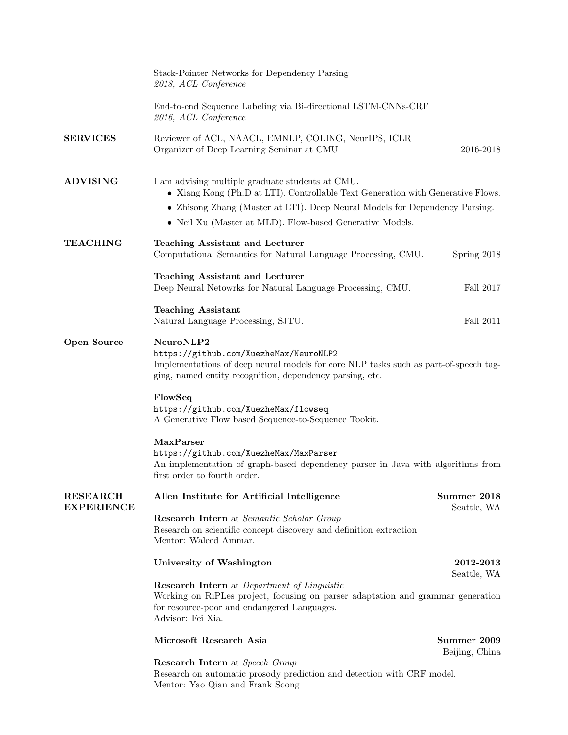Stack-Pointer Networks for Dependency Parsing
*2018, ACL Conference*

End-to-end Sequence Labeling via Bi-directional LSTM-CNNs-CRF
*2016, ACL Conference*

## SERVICES

Reviewer of ACL, NAACL, EMNLP, COLING, NeurIPS, ICLR
Organizer of Deep Learning Seminar at CMU — 2016-2018

## ADVISING

I am advising multiple graduate students at CMU.

- Xiang Kong (Ph.D at LTI). Controllable Text Generation with Generative Flows.
- Zhisong Zhang (Master at LTI). Deep Neural Models for Dependency Parsing.
- Neil Xu (Master at MLD). Flow-based Generative Models.

## TEACHING

**Teaching Assistant and Lecturer**
Computational Semantics for Natural Language Processing, CMU. — Spring 2018

**Teaching Assistant and Lecturer**
Deep Neural Netowrks for Natural Language Processing, CMU. — Fall 2017

**Teaching Assistant**
Natural Language Processing, SJTU. — Fall 2011

## Open Source

**NeuroNLP2**
`https://github.com/XuezheMax/NeuroNLP2`
Implementations of deep neural models for core NLP tasks such as part-of-speech tagging, named entity recognition, dependency parsing, etc.

**FlowSeq**
`https://github.com/XuezheMax/flowseq`
A Generative Flow based Sequence-to-Sequence Tookit.

**MaxParser**
`https://github.com/XuezheMax/MaxParser`
An implementation of graph-based dependency parser in Java with algorithms from first order to fourth order.

## RESEARCH EXPERIENCE

**Allen Institute for Artificial Intelligence** — **Summer 2018**, Seattle, WA

**Research Intern** at *Semantic Scholar Group*
Research on scientific concept discovery and definition extraction
Mentor: Waleed Ammar.

**University of Washington** — **2012-2013**, Seattle, WA

**Research Intern** at *Department of Linguistic*
Working on RiPLes project, focusing on parser adaptation and grammar generation for resource-poor and endangered Languages.
Advisor: Fei Xia.

**Microsoft Research Asia** — **Summer 2009**, Beijing, China

**Research Intern** at *Speech Group*
Research on automatic prosody prediction and detection with CRF model.
Mentor: Yao Qian and Frank Soong